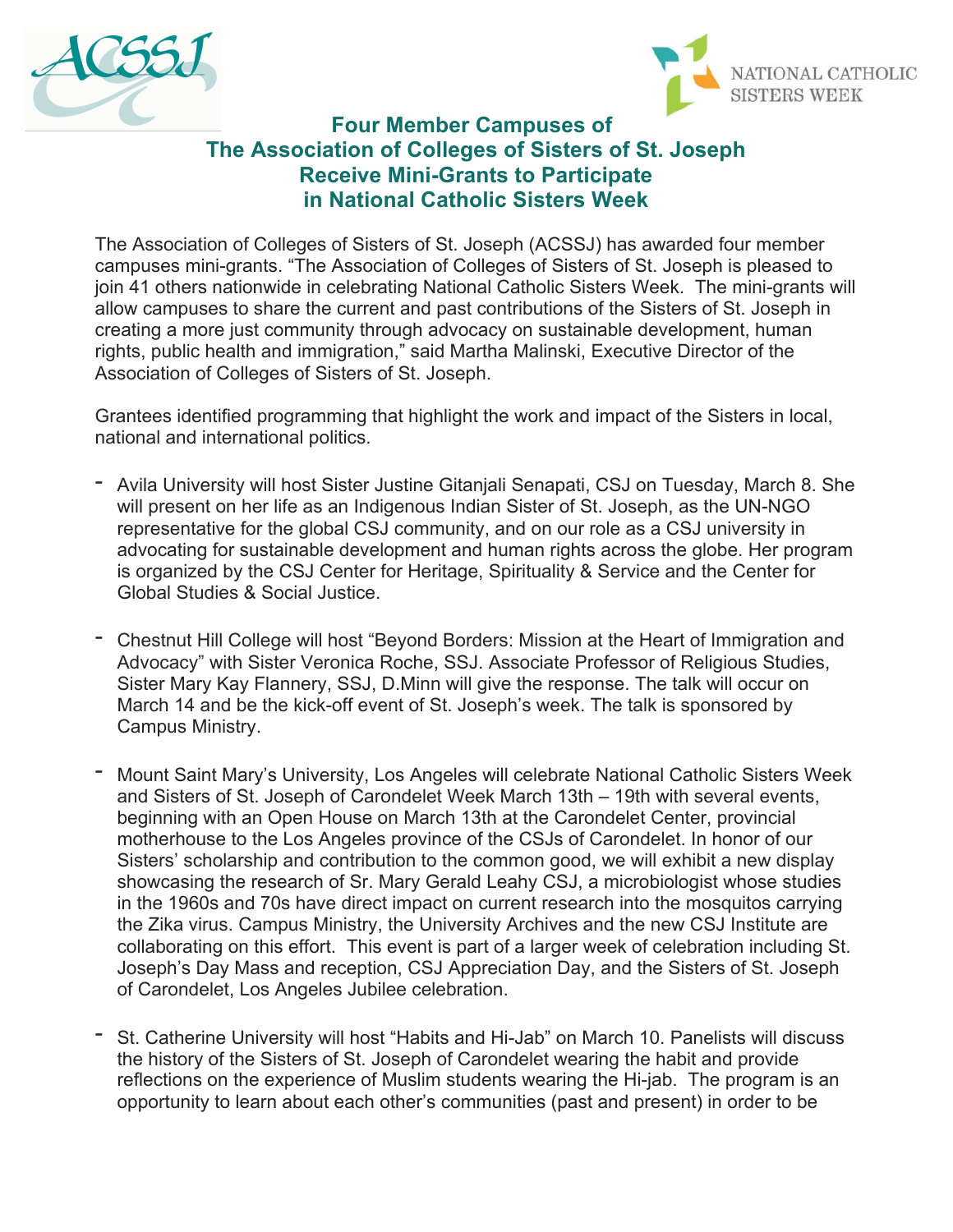# Four Member Campuses of The Association of Colleges of Sisters of St. Joseph Receive Mini-Grants to Participate in National Catholic Sisters Week

The Association of Colleges of Sisters of St. Joseph (ACSSJ) has awarded four member campuses mini-grants. "The Association of Colleges of Sisters of St. Joseph is pleased to join 41 others nationwide in celebrating National Catholic Sisters Week. The mini-grants will allow campuses to share the current and past contributions of the Sisters of St. Joseph in creating a more just community through advocacy on sustainable development, human rights, public health and immigration," said Martha Malinski, Executive Director of the Association of Colleges of Sisters of St. Joseph.

Grantees identified programming that highlight the work and impact of the Sisters in local, national and international politics.

- Avila University will host Sister Justine Gitanjali Senapati, CSJ on Tuesday, March 8. She will present on her life as an Indigenous Indian Sister of St. Joseph, as the UN-NGO representative for the global CSJ community, and on our role as a CSJ university in advocating for sustainable development and human rights across the globe. Her program is organized by the CSJ Center for Heritage, Spirituality & Service and the Center for Global Studies & Social Justice.

- Chestnut Hill College will host "Beyond Borders: Mission at the Heart of Immigration and Advocacy" with Sister Veronica Roche, SSJ. Associate Professor of Religious Studies, Sister Mary Kay Flannery, SSJ, D.Minn will give the response. The talk will occur on March 14 and be the kick-off event of St. Joseph's week. The talk is sponsored by Campus Ministry.

- Mount Saint Mary's University, Los Angeles will celebrate National Catholic Sisters Week and Sisters of St. Joseph of Carondelet Week March 13th – 19th with several events, beginning with an Open House on March 13th at the Carondelet Center, provincial motherhouse to the Los Angeles province of the CSJs of Carondelet. In honor of our Sisters' scholarship and contribution to the common good, we will exhibit a new display showcasing the research of Sr. Mary Gerald Leahy CSJ, a microbiologist whose studies in the 1960s and 70s have direct impact on current research into the mosquitos carrying the Zika virus. Campus Ministry, the University Archives and the new CSJ Institute are collaborating on this effort. This event is part of a larger week of celebration including St. Joseph's Day Mass and reception, CSJ Appreciation Day, and the Sisters of St. Joseph of Carondelet, Los Angeles Jubilee celebration.

- St. Catherine University will host "Habits and Hi-Jab" on March 10. Panelists will discuss the history of the Sisters of St. Joseph of Carondelet wearing the habit and provide reflections on the experience of Muslim students wearing the Hi-jab. The program is an opportunity to learn about each other's communities (past and present) in order to be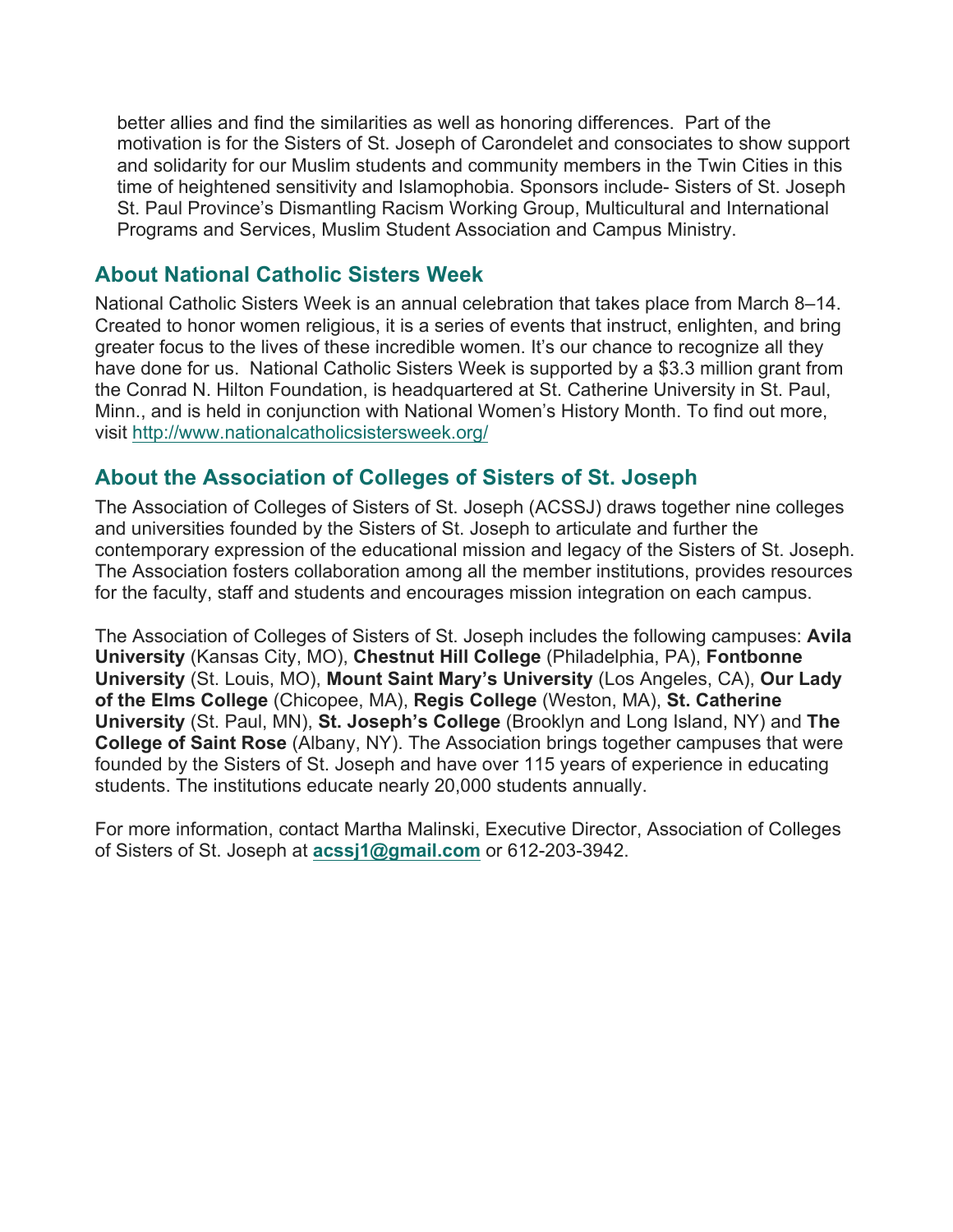better allies and find the similarities as well as honoring differences. Part of the motivation is for the Sisters of St. Joseph of Carondelet and consociates to show support and solidarity for our Muslim students and community members in the Twin Cities in this time of heightened sensitivity and Islamophobia. Sponsors include- Sisters of St. Joseph St. Paul Province's Dismantling Racism Working Group, Multicultural and International Programs and Services, Muslim Student Association and Campus Ministry.

## About National Catholic Sisters Week

National Catholic Sisters Week is an annual celebration that takes place from March 8–14. Created to honor women religious, it is a series of events that instruct, enlighten, and bring greater focus to the lives of these incredible women. It's our chance to recognize all they have done for us. National Catholic Sisters Week is supported by a $3.3 million grant from the Conrad N. Hilton Foundation, is headquartered at St. Catherine University in St. Paul, Minn., and is held in conjunction with National Women's History Month. To find out more, visit [http://www.nationalcatholicsistersweek.org/](http://www.nationalcatholicsistersweek.org/)

## About the Association of Colleges of Sisters of St. Joseph

The Association of Colleges of Sisters of St. Joseph (ACSSJ) draws together nine colleges and universities founded by the Sisters of St. Joseph to articulate and further the contemporary expression of the educational mission and legacy of the Sisters of St. Joseph. The Association fosters collaboration among all the member institutions, provides resources for the faculty, staff and students and encourages mission integration on each campus.

The Association of Colleges of Sisters of St. Joseph includes the following campuses: **Avila University** (Kansas City, MO), **Chestnut Hill College** (Philadelphia, PA), **Fontbonne University** (St. Louis, MO), **Mount Saint Mary's University** (Los Angeles, CA), **Our Lady of the Elms College** (Chicopee, MA), **Regis College** (Weston, MA), **St. Catherine University** (St. Paul, MN), **St. Joseph's College** (Brooklyn and Long Island, NY) and **The College of Saint Rose** (Albany, NY). The Association brings together campuses that were founded by the Sisters of St. Joseph and have over 115 years of experience in educating students. The institutions educate nearly 20,000 students annually.

For more information, contact Martha Malinski, Executive Director, Association of Colleges of Sisters of St. Joseph at **acssj1@gmail.com** or 612-203-3942.